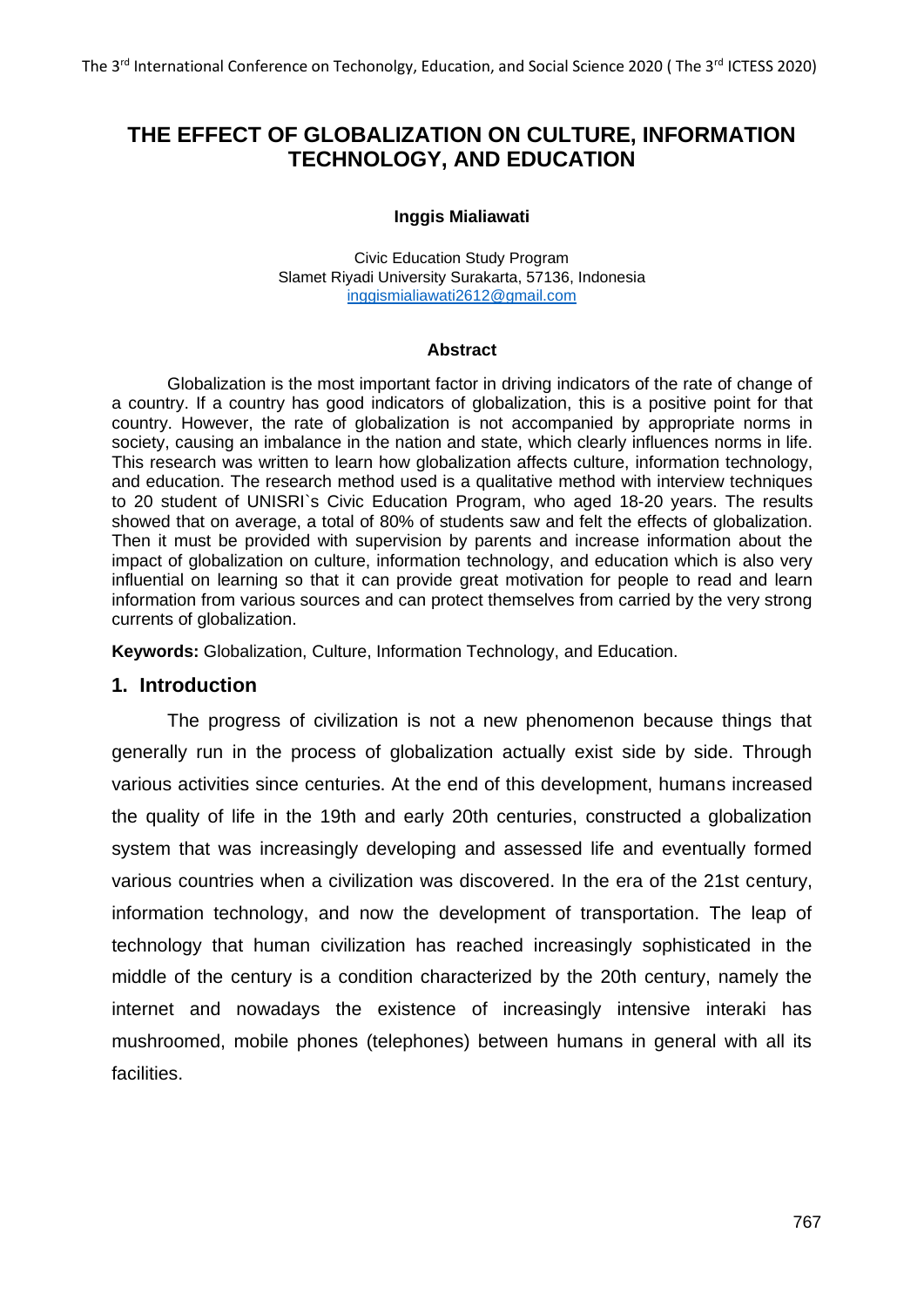# THE EFFECT OF GLOBALIZATION ON CULTURE, INFORMATION TECHNOLOGY, AND EDUCATION

**Inggis Mialiawati**

Civic Education Study Program
Slamet Riyadi University Surakarta, 57136, Indonesia
inggismialiawati2612@gmail.com

**Abstract**

Globalization is the most important factor in driving indicators of the rate of change of a country. If a country has good indicators of globalization, this is a positive point for that country. However, the rate of globalization is not accompanied by appropriate norms in society, causing an imbalance in the nation and state, which clearly influences norms in life. This research was written to learn how globalization affects culture, information technology, and education. The research method used is a qualitative method with interview techniques to 20 student of UNISRI`s Civic Education Program, who aged 18-20 years. The results showed that on average, a total of 80% of students saw and felt the effects of globalization. Then it must be provided with supervision by parents and increase information about the impact of globalization on culture, information technology, and education which is also very influential on learning so that it can provide great motivation for people to read and learn information from various sources and can protect themselves from carried by the very strong currents of globalization.

**Keywords:** Globalization, Culture, Information Technology, and Education.

## 1. Introduction

The progress of civilization is not a new phenomenon because things that generally run in the process of globalization actually exist side by side. Through various activities since centuries. At the end of this development, humans increased the quality of life in the 19th and early 20th centuries, constructed a globalization system that was increasingly developing and assessed life and eventually formed various countries when a civilization was discovered. In the era of the 21st century, information technology, and now the development of transportation. The leap of technology that human civilization has reached increasingly sophisticated in the middle of the century is a condition characterized by the 20th century, namely the internet and nowadays the existence of increasingly intensive interaki has mushroomed, mobile phones (telephones) between humans in general with all its facilities.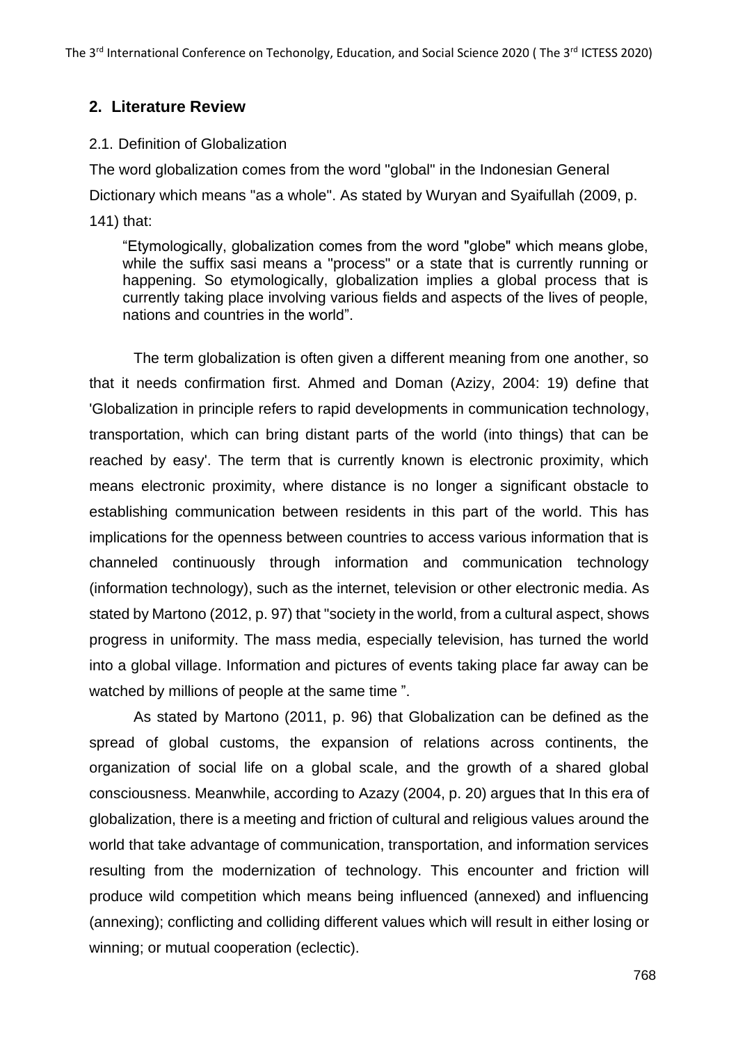## 2. Literature Review

### 2.1. Definition of Globalization

The word globalization comes from the word "global" in the Indonesian General Dictionary which means "as a whole". As stated by Wuryan and Syaifullah (2009, p. 141) that:

> "Etymologically, globalization comes from the word "globe" which means globe, while the suffix sasi means a "process" or a state that is currently running or happening. So etymologically, globalization implies a global process that is currently taking place involving various fields and aspects of the lives of people, nations and countries in the world".

The term globalization is often given a different meaning from one another, so that it needs confirmation first. Ahmed and Doman (Azizy, 2004: 19) define that 'Globalization in principle refers to rapid developments in communication technology, transportation, which can bring distant parts of the world (into things) that can be reached by easy'. The term that is currently known is electronic proximity, which means electronic proximity, where distance is no longer a significant obstacle to establishing communication between residents in this part of the world. This has implications for the openness between countries to access various information that is channeled continuously through information and communication technology (information technology), such as the internet, television or other electronic media. As stated by Martono (2012, p. 97) that "society in the world, from a cultural aspect, shows progress in uniformity. The mass media, especially television, has turned the world into a global village. Information and pictures of events taking place far away can be watched by millions of people at the same time ".

As stated by Martono (2011, p. 96) that Globalization can be defined as the spread of global customs, the expansion of relations across continents, the organization of social life on a global scale, and the growth of a shared global consciousness. Meanwhile, according to Azazy (2004, p. 20) argues that In this era of globalization, there is a meeting and friction of cultural and religious values around the world that take advantage of communication, transportation, and information services resulting from the modernization of technology. This encounter and friction will produce wild competition which means being influenced (annexed) and influencing (annexing); conflicting and colliding different values which will result in either losing or winning; or mutual cooperation (eclectic).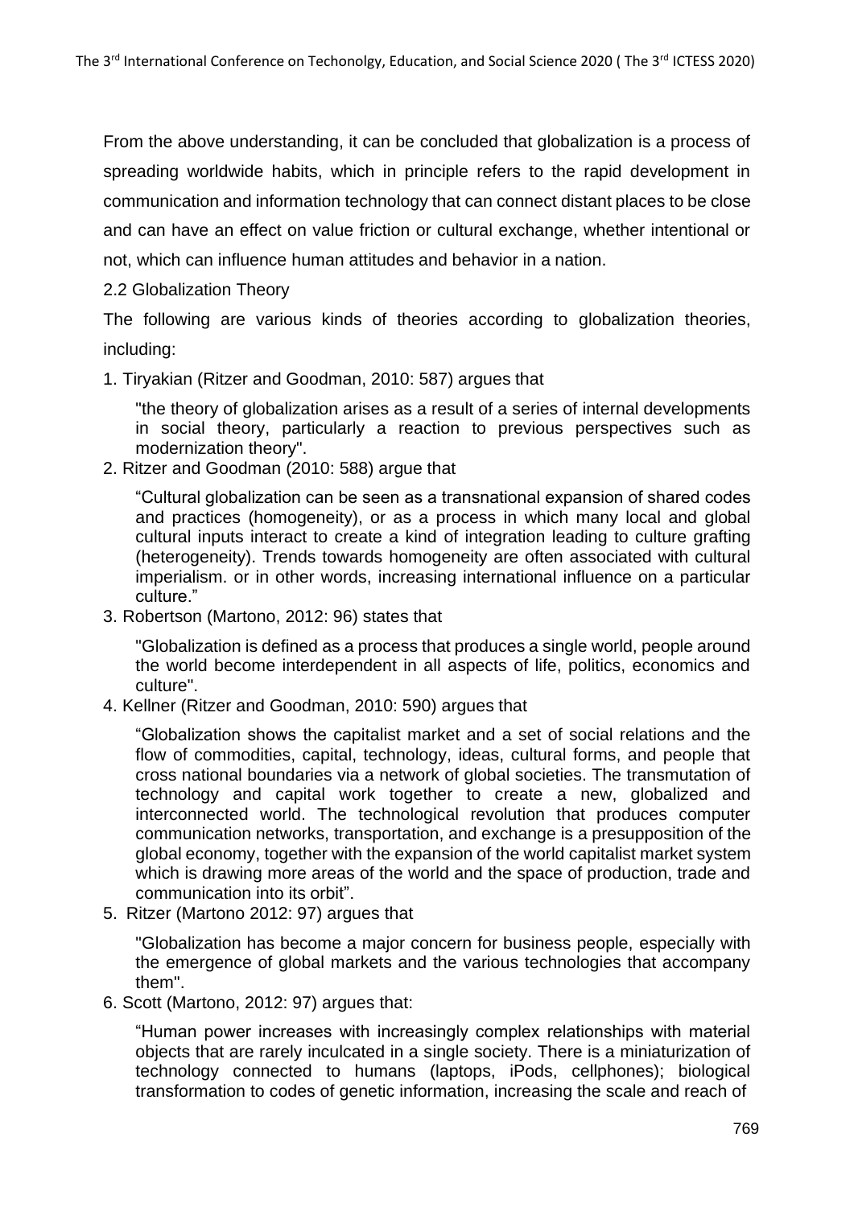From the above understanding, it can be concluded that globalization is a process of spreading worldwide habits, which in principle refers to the rapid development in communication and information technology that can connect distant places to be close and can have an effect on value friction or cultural exchange, whether intentional or not, which can influence human attitudes and behavior in a nation.

### 2.2 Globalization Theory

The following are various kinds of theories according to globalization theories, including:

1. Tiryakian (Ritzer and Goodman, 2010: 587) argues that

   "the theory of globalization arises as a result of a series of internal developments in social theory, particularly a reaction to previous perspectives such as modernization theory".

2. Ritzer and Goodman (2010: 588) argue that

   "Cultural globalization can be seen as a transnational expansion of shared codes and practices (homogeneity), or as a process in which many local and global cultural inputs interact to create a kind of integration leading to culture grafting (heterogeneity). Trends towards homogeneity are often associated with cultural imperialism. or in other words, increasing international influence on a particular culture."

3. Robertson (Martono, 2012: 96) states that

   "Globalization is defined as a process that produces a single world, people around the world become interdependent in all aspects of life, politics, economics and culture".

4. Kellner (Ritzer and Goodman, 2010: 590) argues that

   "Globalization shows the capitalist market and a set of social relations and the flow of commodities, capital, technology, ideas, cultural forms, and people that cross national boundaries via a network of global societies. The transmutation of technology and capital work together to create a new, globalized and interconnected world. The technological revolution that produces computer communication networks, transportation, and exchange is a presupposition of the global economy, together with the expansion of the world capitalist market system which is drawing more areas of the world and the space of production, trade and communication into its orbit".

5. Ritzer (Martono 2012: 97) argues that

   "Globalization has become a major concern for business people, especially with the emergence of global markets and the various technologies that accompany them".

6. Scott (Martono, 2012: 97) argues that:

   "Human power increases with increasingly complex relationships with material objects that are rarely inculcated in a single society. There is a miniaturization of technology connected to humans (laptops, iPods, cellphones); biological transformation to codes of genetic information, increasing the scale and reach of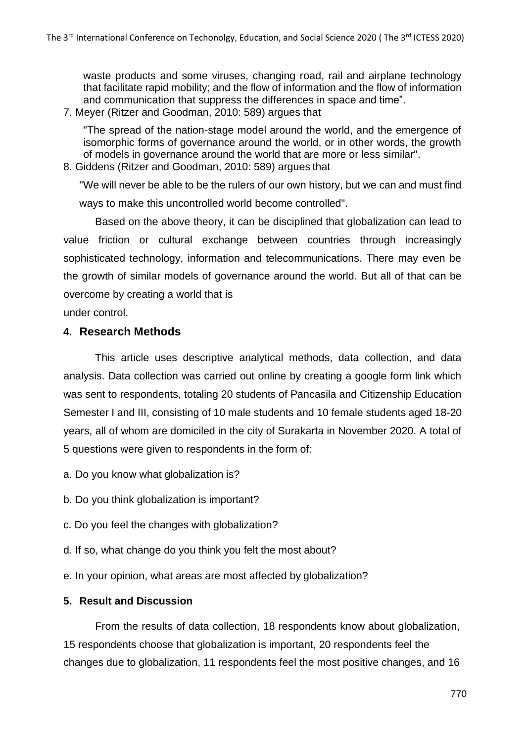waste products and some viruses, changing road, rail and airplane technology that facilitate rapid mobility; and the flow of information and the flow of information and communication that suppress the differences in space and time".

7. Meyer (Ritzer and Goodman, 2010: 589) argues that

   "The spread of the nation-stage model around the world, and the emergence of isomorphic forms of governance around the world, or in other words, the growth of models in governance around the world that are more or less similar".

8. Giddens (Ritzer and Goodman, 2010: 589) argues that

   "We will never be able to be the rulers of our own history, but we can and must find ways to make this uncontrolled world become controlled".

Based on the above theory, it can be disciplined that globalization can lead to value friction or cultural exchange between countries through increasingly sophisticated technology, information and telecommunications. There may even be the growth of similar models of governance around the world. But all of that can be overcome by creating a world that is under control.

## 4. Research Methods

This article uses descriptive analytical methods, data collection, and data analysis. Data collection was carried out online by creating a google form link which was sent to respondents, totaling 20 students of Pancasila and Citizenship Education Semester I and III, consisting of 10 male students and 10 female students aged 18-20 years, all of whom are domiciled in the city of Surakarta in November 2020. A total of 5 questions were given to respondents in the form of:

a. Do you know what globalization is?

b. Do you think globalization is important?

c. Do you feel the changes with globalization?

d. If so, what change do you think you felt the most about?

e. In your opinion, what areas are most affected by globalization?

## 5. Result and Discussion

From the results of data collection, 18 respondents know about globalization, 15 respondents choose that globalization is important, 20 respondents feel the changes due to globalization, 11 respondents feel the most positive changes, and 16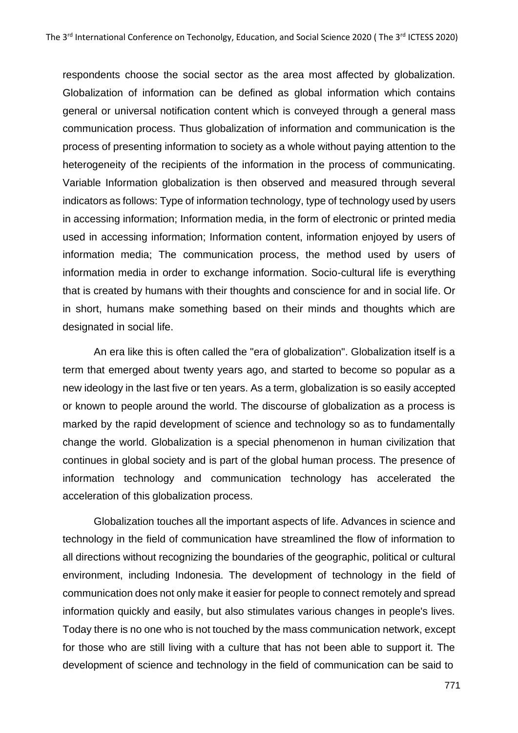respondents choose the social sector as the area most affected by globalization. Globalization of information can be defined as global information which contains general or universal notification content which is conveyed through a general mass communication process. Thus globalization of information and communication is the process of presenting information to society as a whole without paying attention to the heterogeneity of the recipients of the information in the process of communicating. Variable Information globalization is then observed and measured through several indicators as follows: Type of information technology, type of technology used by users in accessing information; Information media, in the form of electronic or printed media used in accessing information; Information content, information enjoyed by users of information media; The communication process, the method used by users of information media in order to exchange information. Socio-cultural life is everything that is created by humans with their thoughts and conscience for and in social life. Or in short, humans make something based on their minds and thoughts which are designated in social life.

An era like this is often called the "era of globalization". Globalization itself is a term that emerged about twenty years ago, and started to become so popular as a new ideology in the last five or ten years. As a term, globalization is so easily accepted or known to people around the world. The discourse of globalization as a process is marked by the rapid development of science and technology so as to fundamentally change the world. Globalization is a special phenomenon in human civilization that continues in global society and is part of the global human process. The presence of information technology and communication technology has accelerated the acceleration of this globalization process.

Globalization touches all the important aspects of life. Advances in science and technology in the field of communication have streamlined the flow of information to all directions without recognizing the boundaries of the geographic, political or cultural environment, including Indonesia. The development of technology in the field of communication does not only make it easier for people to connect remotely and spread information quickly and easily, but also stimulates various changes in people's lives. Today there is no one who is not touched by the mass communication network, except for those who are still living with a culture that has not been able to support it. The development of science and technology in the field of communication can be said to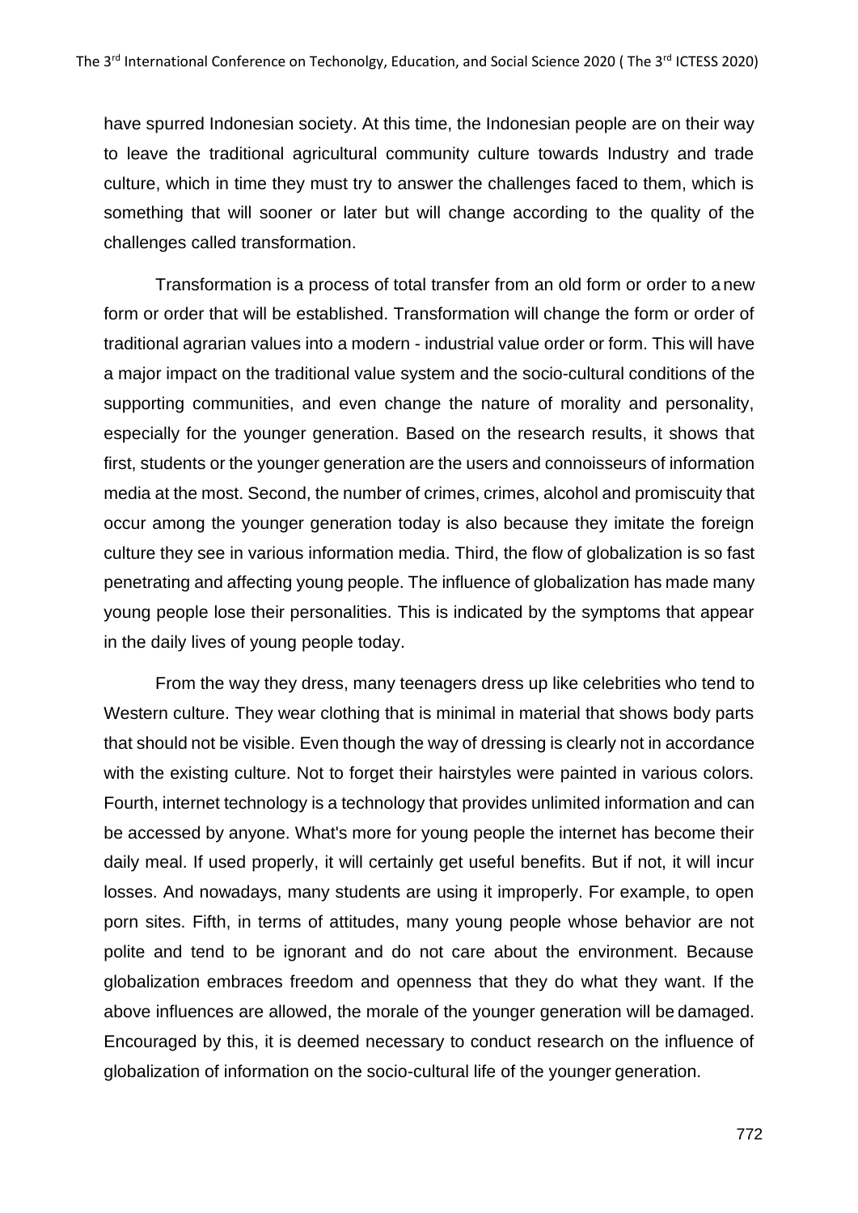have spurred Indonesian society. At this time, the Indonesian people are on their way to leave the traditional agricultural community culture towards Industry and trade culture, which in time they must try to answer the challenges faced to them, which is something that will sooner or later but will change according to the quality of the challenges called transformation.

Transformation is a process of total transfer from an old form or order to a new form or order that will be established. Transformation will change the form or order of traditional agrarian values into a modern - industrial value order or form. This will have a major impact on the traditional value system and the socio-cultural conditions of the supporting communities, and even change the nature of morality and personality, especially for the younger generation. Based on the research results, it shows that first, students or the younger generation are the users and connoisseurs of information media at the most. Second, the number of crimes, crimes, alcohol and promiscuity that occur among the younger generation today is also because they imitate the foreign culture they see in various information media. Third, the flow of globalization is so fast penetrating and affecting young people. The influence of globalization has made many young people lose their personalities. This is indicated by the symptoms that appear in the daily lives of young people today.

From the way they dress, many teenagers dress up like celebrities who tend to Western culture. They wear clothing that is minimal in material that shows body parts that should not be visible. Even though the way of dressing is clearly not in accordance with the existing culture. Not to forget their hairstyles were painted in various colors. Fourth, internet technology is a technology that provides unlimited information and can be accessed by anyone. What's more for young people the internet has become their daily meal. If used properly, it will certainly get useful benefits. But if not, it will incur losses. And nowadays, many students are using it improperly. For example, to open porn sites. Fifth, in terms of attitudes, many young people whose behavior are not polite and tend to be ignorant and do not care about the environment. Because globalization embraces freedom and openness that they do what they want. If the above influences are allowed, the morale of the younger generation will be damaged. Encouraged by this, it is deemed necessary to conduct research on the influence of globalization of information on the socio-cultural life of the younger generation.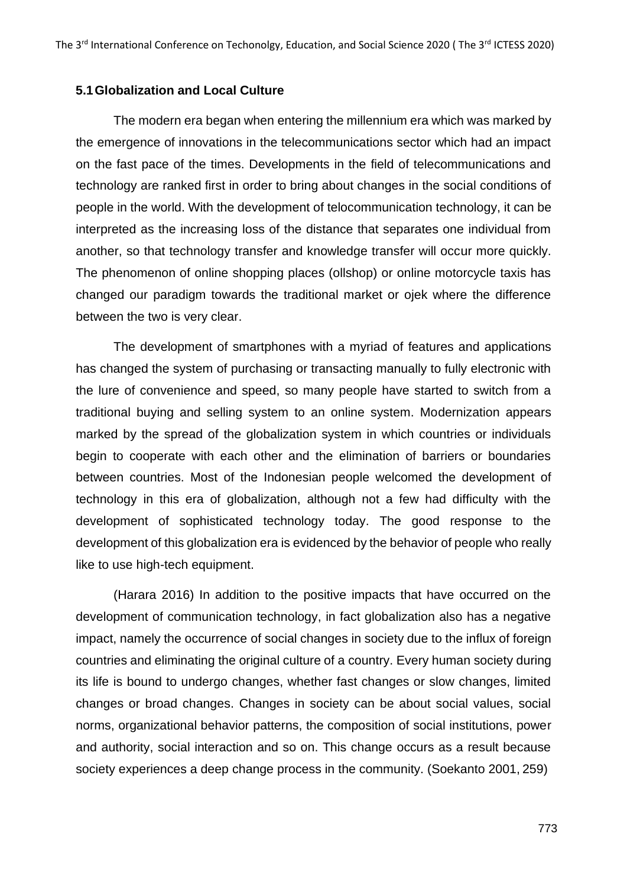### 5.1 Globalization and Local Culture

The modern era began when entering the millennium era which was marked by the emergence of innovations in the telecommunications sector which had an impact on the fast pace of the times. Developments in the field of telecommunications and technology are ranked first in order to bring about changes in the social conditions of people in the world. With the development of telocommunication technology, it can be interpreted as the increasing loss of the distance that separates one individual from another, so that technology transfer and knowledge transfer will occur more quickly. The phenomenon of online shopping places (ollshop) or online motorcycle taxis has changed our paradigm towards the traditional market or ojek where the difference between the two is very clear.

The development of smartphones with a myriad of features and applications has changed the system of purchasing or transacting manually to fully electronic with the lure of convenience and speed, so many people have started to switch from a traditional buying and selling system to an online system. Modernization appears marked by the spread of the globalization system in which countries or individuals begin to cooperate with each other and the elimination of barriers or boundaries between countries. Most of the Indonesian people welcomed the development of technology in this era of globalization, although not a few had difficulty with the development of sophisticated technology today. The good response to the development of this globalization era is evidenced by the behavior of people who really like to use high-tech equipment.

(Harara 2016) In addition to the positive impacts that have occurred on the development of communication technology, in fact globalization also has a negative impact, namely the occurrence of social changes in society due to the influx of foreign countries and eliminating the original culture of a country. Every human society during its life is bound to undergo changes, whether fast changes or slow changes, limited changes or broad changes. Changes in society can be about social values, social norms, organizational behavior patterns, the composition of social institutions, power and authority, social interaction and so on. This change occurs as a result because society experiences a deep change process in the community. (Soekanto 2001, 259)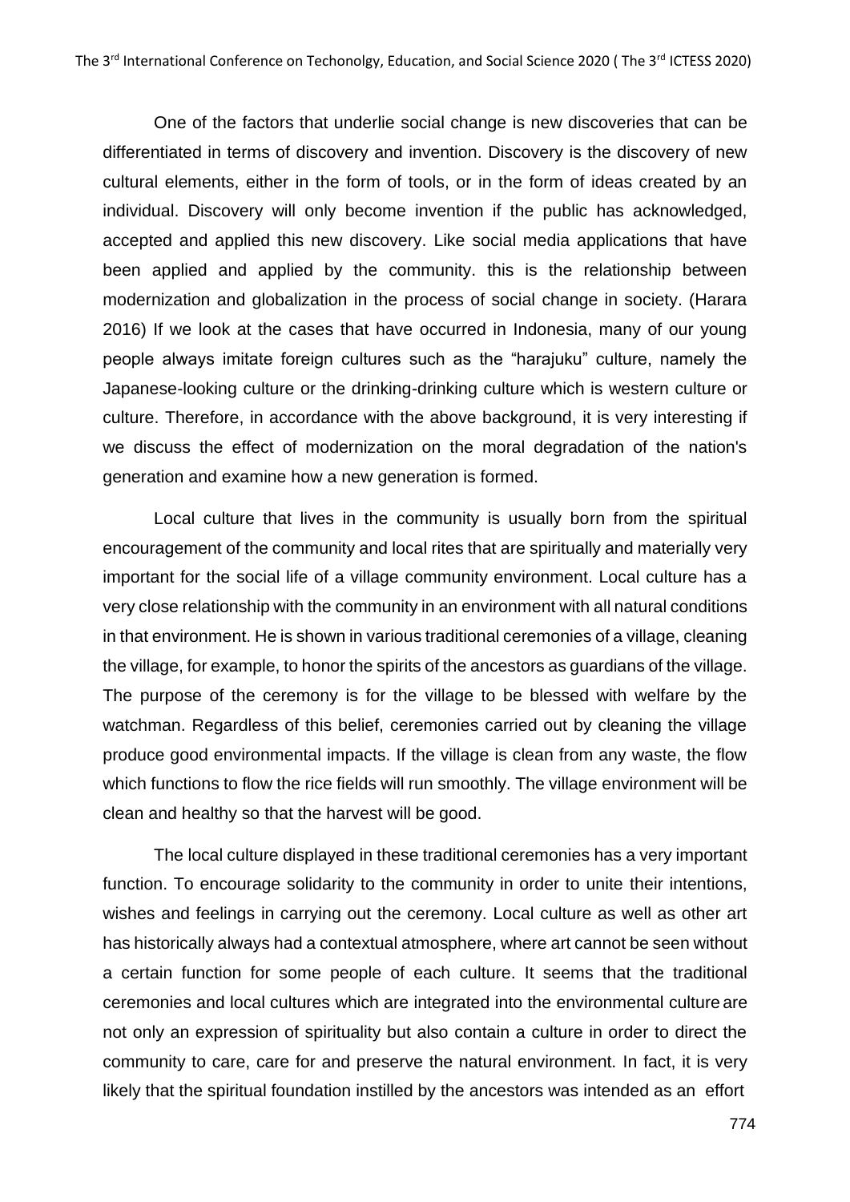One of the factors that underlie social change is new discoveries that can be differentiated in terms of discovery and invention. Discovery is the discovery of new cultural elements, either in the form of tools, or in the form of ideas created by an individual. Discovery will only become invention if the public has acknowledged, accepted and applied this new discovery. Like social media applications that have been applied and applied by the community. this is the relationship between modernization and globalization in the process of social change in society. (Harara 2016) If we look at the cases that have occurred in Indonesia, many of our young people always imitate foreign cultures such as the "harajuku" culture, namely the Japanese-looking culture or the drinking-drinking culture which is western culture or culture. Therefore, in accordance with the above background, it is very interesting if we discuss the effect of modernization on the moral degradation of the nation's generation and examine how a new generation is formed.

Local culture that lives in the community is usually born from the spiritual encouragement of the community and local rites that are spiritually and materially very important for the social life of a village community environment. Local culture has a very close relationship with the community in an environment with all natural conditions in that environment. He is shown in various traditional ceremonies of a village, cleaning the village, for example, to honor the spirits of the ancestors as guardians of the village. The purpose of the ceremony is for the village to be blessed with welfare by the watchman. Regardless of this belief, ceremonies carried out by cleaning the village produce good environmental impacts. If the village is clean from any waste, the flow which functions to flow the rice fields will run smoothly. The village environment will be clean and healthy so that the harvest will be good.

The local culture displayed in these traditional ceremonies has a very important function. To encourage solidarity to the community in order to unite their intentions, wishes and feelings in carrying out the ceremony. Local culture as well as other art has historically always had a contextual atmosphere, where art cannot be seen without a certain function for some people of each culture. It seems that the traditional ceremonies and local cultures which are integrated into the environmental culture are not only an expression of spirituality but also contain a culture in order to direct the community to care, care for and preserve the natural environment. In fact, it is very likely that the spiritual foundation instilled by the ancestors was intended as an effort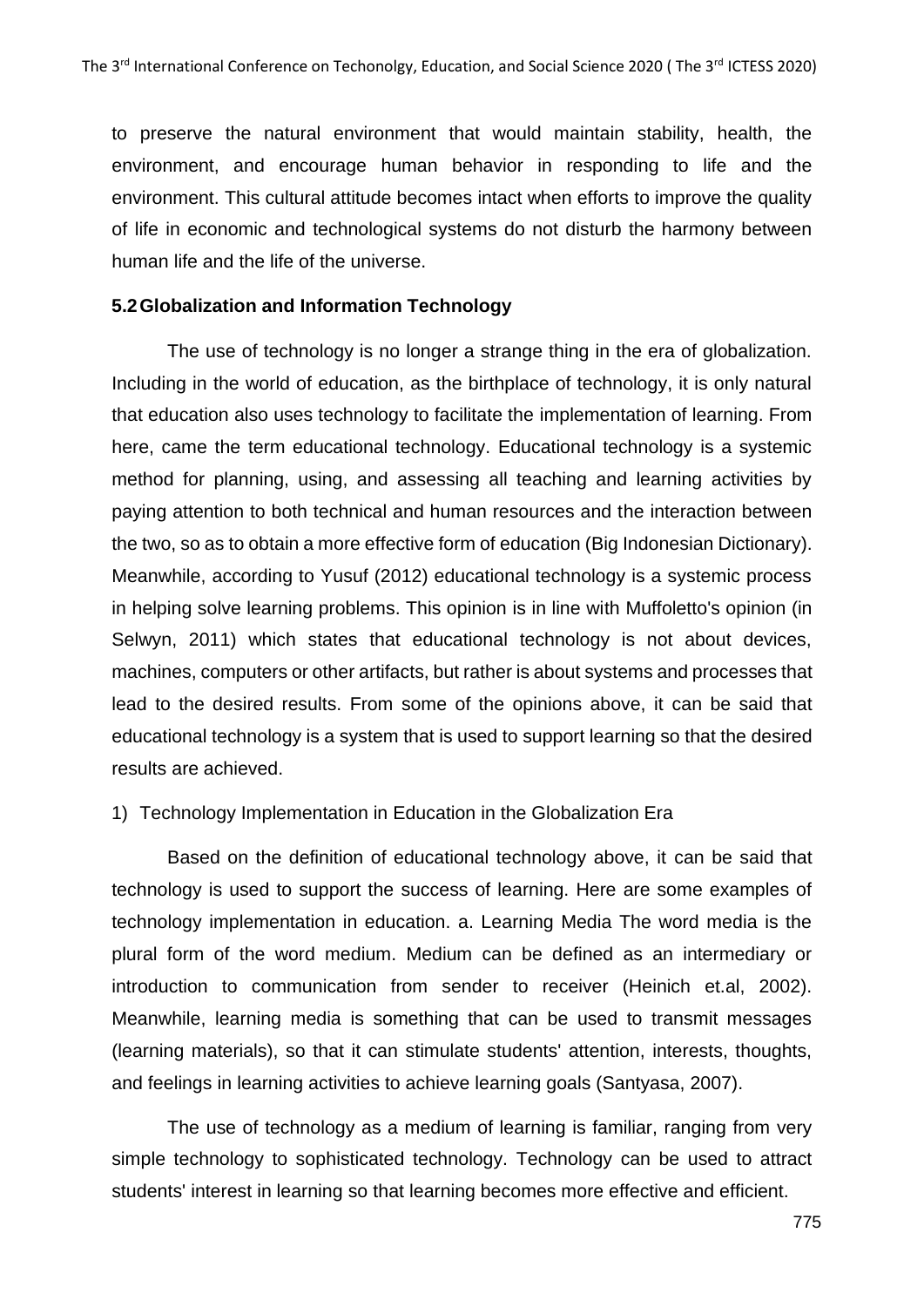to preserve the natural environment that would maintain stability, health, the environment, and encourage human behavior in responding to life and the environment. This cultural attitude becomes intact when efforts to improve the quality of life in economic and technological systems do not disturb the harmony between human life and the life of the universe.

### 5.2 Globalization and Information Technology

The use of technology is no longer a strange thing in the era of globalization. Including in the world of education, as the birthplace of technology, it is only natural that education also uses technology to facilitate the implementation of learning. From here, came the term educational technology. Educational technology is a systemic method for planning, using, and assessing all teaching and learning activities by paying attention to both technical and human resources and the interaction between the two, so as to obtain a more effective form of education (Big Indonesian Dictionary). Meanwhile, according to Yusuf (2012) educational technology is a systemic process in helping solve learning problems. This opinion is in line with Muffoletto's opinion (in Selwyn, 2011) which states that educational technology is not about devices, machines, computers or other artifacts, but rather is about systems and processes that lead to the desired results. From some of the opinions above, it can be said that educational technology is a system that is used to support learning so that the desired results are achieved.

1) Technology Implementation in Education in the Globalization Era

Based on the definition of educational technology above, it can be said that technology is used to support the success of learning. Here are some examples of technology implementation in education. a. Learning Media The word media is the plural form of the word medium. Medium can be defined as an intermediary or introduction to communication from sender to receiver (Heinich et.al, 2002). Meanwhile, learning media is something that can be used to transmit messages (learning materials), so that it can stimulate students' attention, interests, thoughts, and feelings in learning activities to achieve learning goals (Santyasa, 2007).

The use of technology as a medium of learning is familiar, ranging from very simple technology to sophisticated technology. Technology can be used to attract students' interest in learning so that learning becomes more effective and efficient.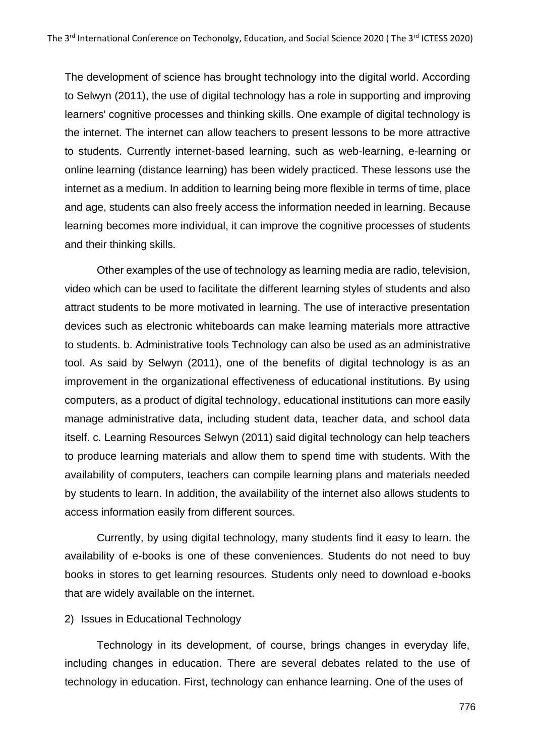The development of science has brought technology into the digital world. According to Selwyn (2011), the use of digital technology has a role in supporting and improving learners' cognitive processes and thinking skills. One example of digital technology is the internet. The internet can allow teachers to present lessons to be more attractive to students. Currently internet-based learning, such as web-learning, e-learning or online learning (distance learning) has been widely practiced. These lessons use the internet as a medium. In addition to learning being more flexible in terms of time, place and age, students can also freely access the information needed in learning. Because learning becomes more individual, it can improve the cognitive processes of students and their thinking skills.

Other examples of the use of technology as learning media are radio, television, video which can be used to facilitate the different learning styles of students and also attract students to be more motivated in learning. The use of interactive presentation devices such as electronic whiteboards can make learning materials more attractive to students. b. Administrative tools Technology can also be used as an administrative tool. As said by Selwyn (2011), one of the benefits of digital technology is as an improvement in the organizational effectiveness of educational institutions. By using computers, as a product of digital technology, educational institutions can more easily manage administrative data, including student data, teacher data, and school data itself. c. Learning Resources Selwyn (2011) said digital technology can help teachers to produce learning materials and allow them to spend time with students. With the availability of computers, teachers can compile learning plans and materials needed by students to learn. In addition, the availability of the internet also allows students to access information easily from different sources.

Currently, by using digital technology, many students find it easy to learn. the availability of e-books is one of these conveniences. Students do not need to buy books in stores to get learning resources. Students only need to download e-books that are widely available on the internet.

2) Issues in Educational Technology

Technology in its development, of course, brings changes in everyday life, including changes in education. There are several debates related to the use of technology in education. First, technology can enhance learning. One of the uses of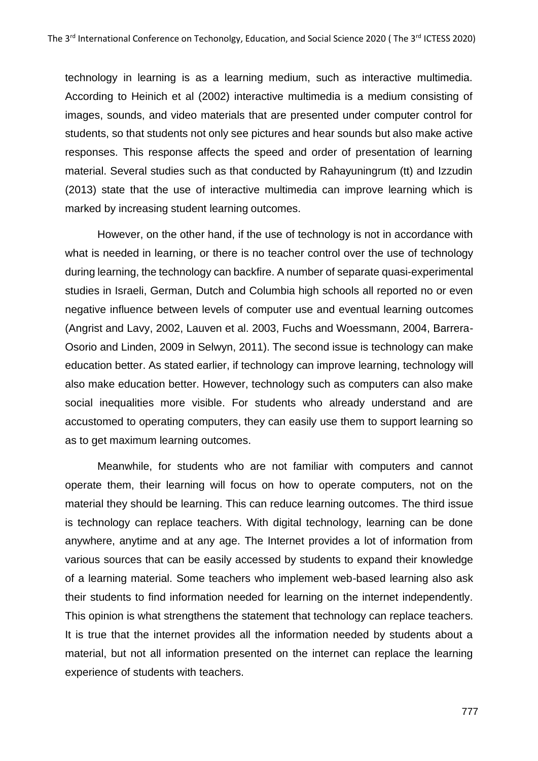technology in learning is as a learning medium, such as interactive multimedia. According to Heinich et al (2002) interactive multimedia is a medium consisting of images, sounds, and video materials that are presented under computer control for students, so that students not only see pictures and hear sounds but also make active responses. This response affects the speed and order of presentation of learning material. Several studies such as that conducted by Rahayuningrum (tt) and Izzudin (2013) state that the use of interactive multimedia can improve learning which is marked by increasing student learning outcomes.

However, on the other hand, if the use of technology is not in accordance with what is needed in learning, or there is no teacher control over the use of technology during learning, the technology can backfire. A number of separate quasi-experimental studies in Israeli, German, Dutch and Columbia high schools all reported no or even negative influence between levels of computer use and eventual learning outcomes (Angrist and Lavy, 2002, Lauven et al. 2003, Fuchs and Woessmann, 2004, Barrera-Osorio and Linden, 2009 in Selwyn, 2011). The second issue is technology can make education better. As stated earlier, if technology can improve learning, technology will also make education better. However, technology such as computers can also make social inequalities more visible. For students who already understand and are accustomed to operating computers, they can easily use them to support learning so as to get maximum learning outcomes.

Meanwhile, for students who are not familiar with computers and cannot operate them, their learning will focus on how to operate computers, not on the material they should be learning. This can reduce learning outcomes. The third issue is technology can replace teachers. With digital technology, learning can be done anywhere, anytime and at any age. The Internet provides a lot of information from various sources that can be easily accessed by students to expand their knowledge of a learning material. Some teachers who implement web-based learning also ask their students to find information needed for learning on the internet independently. This opinion is what strengthens the statement that technology can replace teachers. It is true that the internet provides all the information needed by students about a material, but not all information presented on the internet can replace the learning experience of students with teachers.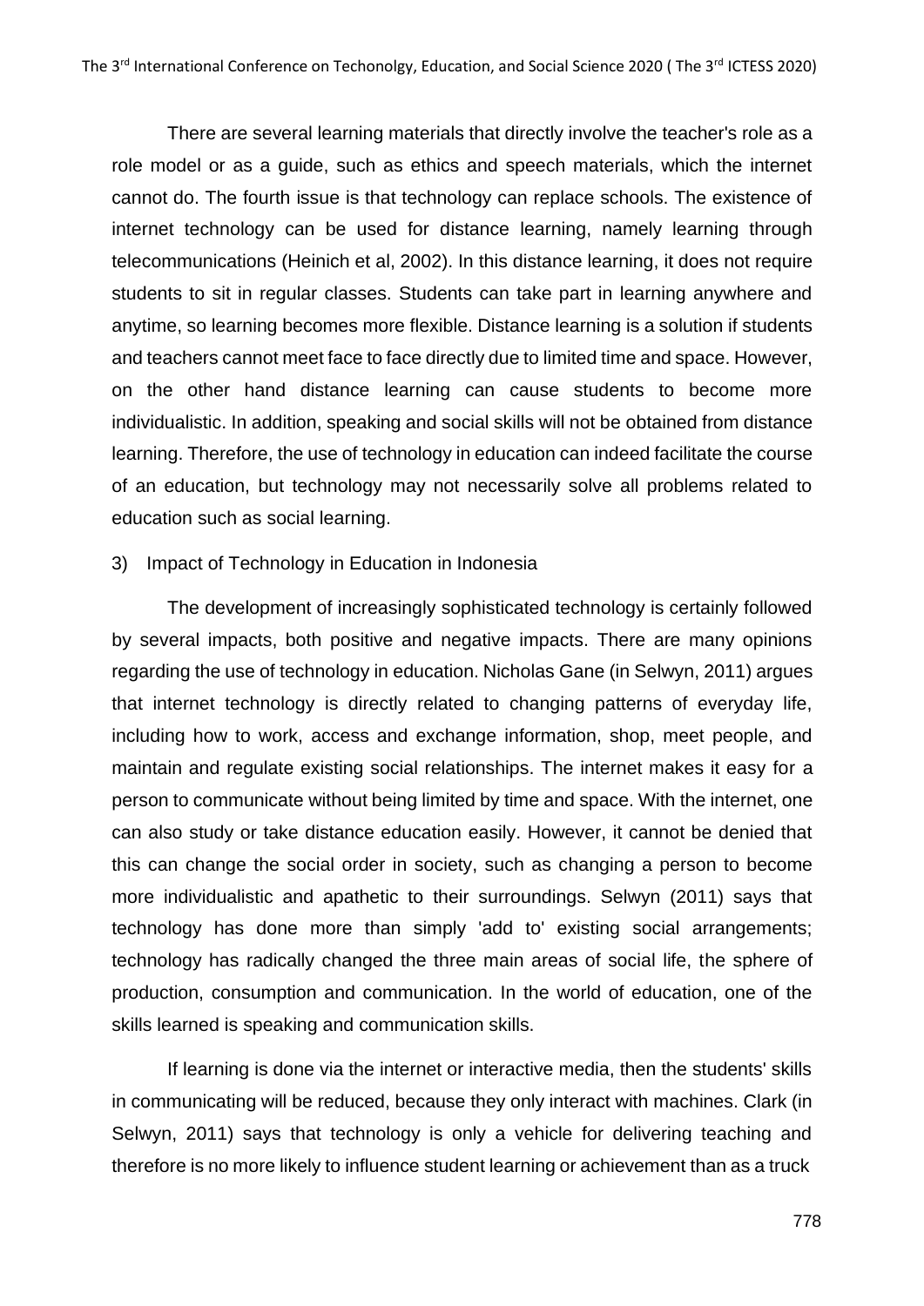There are several learning materials that directly involve the teacher's role as a role model or as a guide, such as ethics and speech materials, which the internet cannot do. The fourth issue is that technology can replace schools. The existence of internet technology can be used for distance learning, namely learning through telecommunications (Heinich et al, 2002). In this distance learning, it does not require students to sit in regular classes. Students can take part in learning anywhere and anytime, so learning becomes more flexible. Distance learning is a solution if students and teachers cannot meet face to face directly due to limited time and space. However, on the other hand distance learning can cause students to become more individualistic. In addition, speaking and social skills will not be obtained from distance learning. Therefore, the use of technology in education can indeed facilitate the course of an education, but technology may not necessarily solve all problems related to education such as social learning.

3) Impact of Technology in Education in Indonesia

The development of increasingly sophisticated technology is certainly followed by several impacts, both positive and negative impacts. There are many opinions regarding the use of technology in education. Nicholas Gane (in Selwyn, 2011) argues that internet technology is directly related to changing patterns of everyday life, including how to work, access and exchange information, shop, meet people, and maintain and regulate existing social relationships. The internet makes it easy for a person to communicate without being limited by time and space. With the internet, one can also study or take distance education easily. However, it cannot be denied that this can change the social order in society, such as changing a person to become more individualistic and apathetic to their surroundings. Selwyn (2011) says that technology has done more than simply 'add to' existing social arrangements; technology has radically changed the three main areas of social life, the sphere of production, consumption and communication. In the world of education, one of the skills learned is speaking and communication skills.

If learning is done via the internet or interactive media, then the students' skills in communicating will be reduced, because they only interact with machines. Clark (in Selwyn, 2011) says that technology is only a vehicle for delivering teaching and therefore is no more likely to influence student learning or achievement than as a truck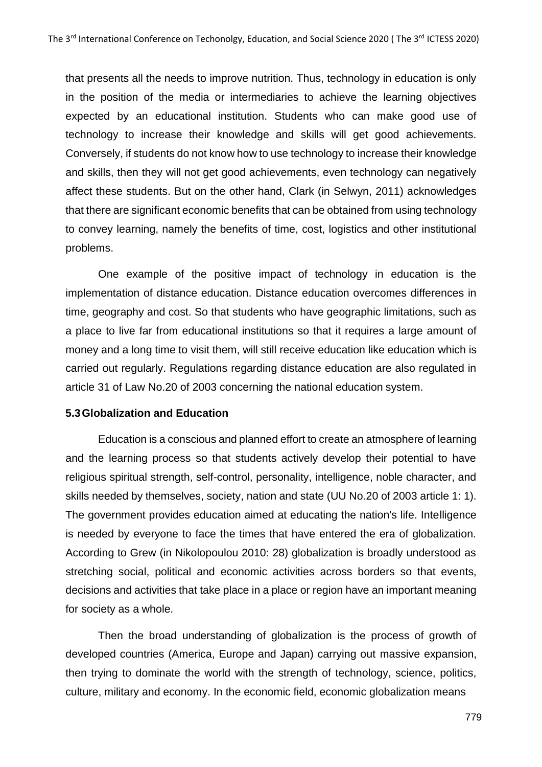that presents all the needs to improve nutrition. Thus, technology in education is only in the position of the media or intermediaries to achieve the learning objectives expected by an educational institution. Students who can make good use of technology to increase their knowledge and skills will get good achievements. Conversely, if students do not know how to use technology to increase their knowledge and skills, then they will not get good achievements, even technology can negatively affect these students. But on the other hand, Clark (in Selwyn, 2011) acknowledges that there are significant economic benefits that can be obtained from using technology to convey learning, namely the benefits of time, cost, logistics and other institutional problems.

One example of the positive impact of technology in education is the implementation of distance education. Distance education overcomes differences in time, geography and cost. So that students who have geographic limitations, such as a place to live far from educational institutions so that it requires a large amount of money and a long time to visit them, will still receive education like education which is carried out regularly. Regulations regarding distance education are also regulated in article 31 of Law No.20 of 2003 concerning the national education system.

### 5.3 Globalization and Education

Education is a conscious and planned effort to create an atmosphere of learning and the learning process so that students actively develop their potential to have religious spiritual strength, self-control, personality, intelligence, noble character, and skills needed by themselves, society, nation and state (UU No.20 of 2003 article 1: 1). The government provides education aimed at educating the nation's life. Intelligence is needed by everyone to face the times that have entered the era of globalization. According to Grew (in Nikolopoulou 2010: 28) globalization is broadly understood as stretching social, political and economic activities across borders so that events, decisions and activities that take place in a place or region have an important meaning for society as a whole.

Then the broad understanding of globalization is the process of growth of developed countries (America, Europe and Japan) carrying out massive expansion, then trying to dominate the world with the strength of technology, science, politics, culture, military and economy. In the economic field, economic globalization means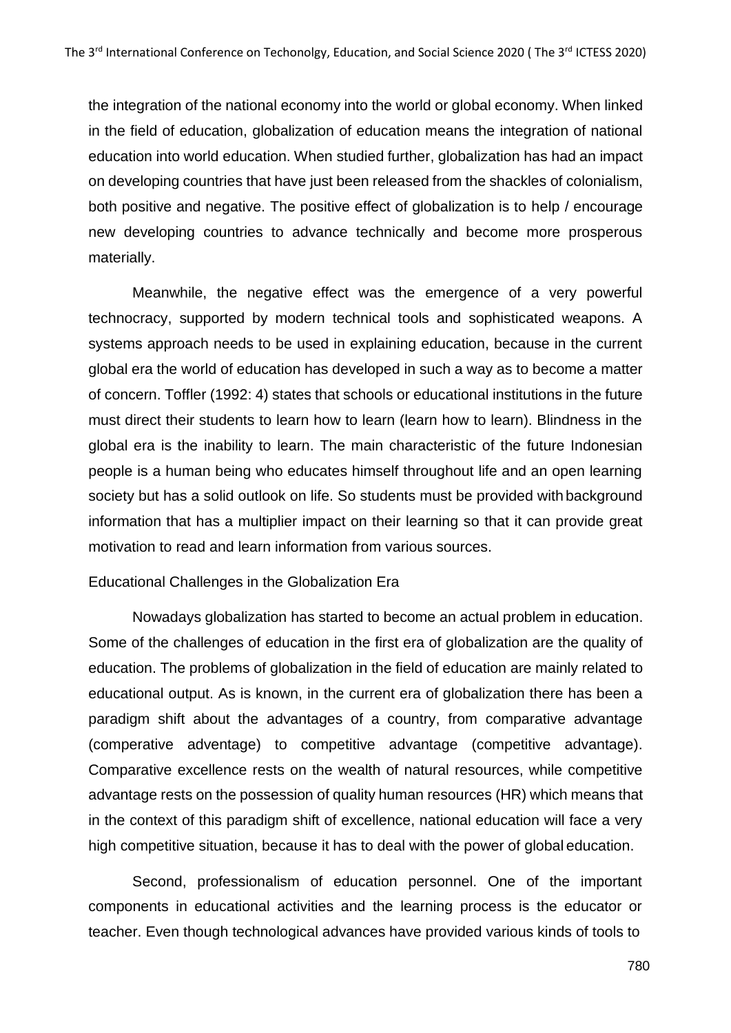the integration of the national economy into the world or global economy. When linked in the field of education, globalization of education means the integration of national education into world education. When studied further, globalization has had an impact on developing countries that have just been released from the shackles of colonialism, both positive and negative. The positive effect of globalization is to help / encourage new developing countries to advance technically and become more prosperous materially.

Meanwhile, the negative effect was the emergence of a very powerful technocracy, supported by modern technical tools and sophisticated weapons. A systems approach needs to be used in explaining education, because in the current global era the world of education has developed in such a way as to become a matter of concern. Toffler (1992: 4) states that schools or educational institutions in the future must direct their students to learn how to learn (learn how to learn). Blindness in the global era is the inability to learn. The main characteristic of the future Indonesian people is a human being who educates himself throughout life and an open learning society but has a solid outlook on life. So students must be provided with background information that has a multiplier impact on their learning so that it can provide great motivation to read and learn information from various sources.

Educational Challenges in the Globalization Era

Nowadays globalization has started to become an actual problem in education. Some of the challenges of education in the first era of globalization are the quality of education. The problems of globalization in the field of education are mainly related to educational output. As is known, in the current era of globalization there has been a paradigm shift about the advantages of a country, from comparative advantage (comperative adventage) to competitive advantage (competitive advantage). Comparative excellence rests on the wealth of natural resources, while competitive advantage rests on the possession of quality human resources (HR) which means that in the context of this paradigm shift of excellence, national education will face a very high competitive situation, because it has to deal with the power of global education.

Second, professionalism of education personnel. One of the important components in educational activities and the learning process is the educator or teacher. Even though technological advances have provided various kinds of tools to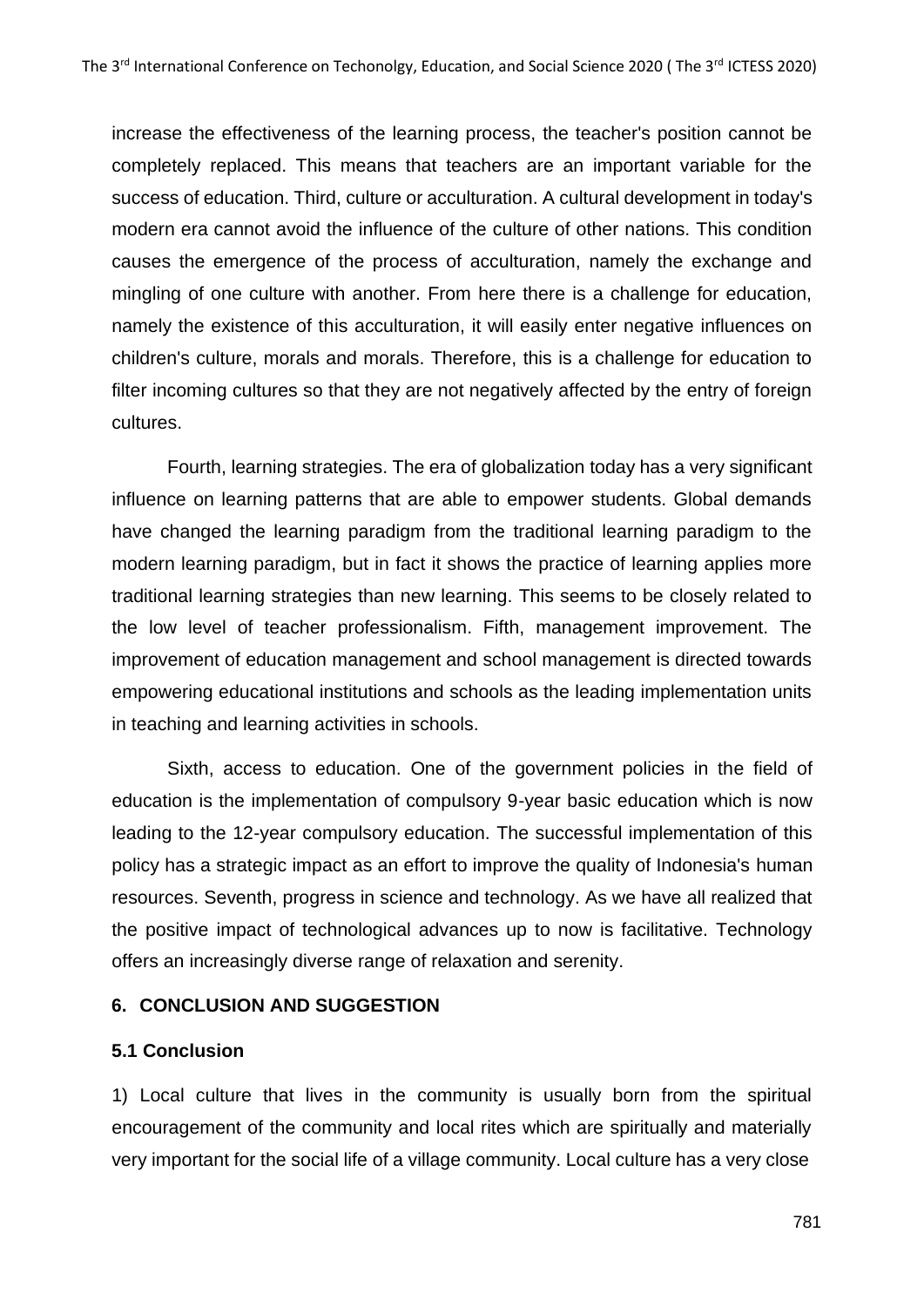increase the effectiveness of the learning process, the teacher's position cannot be completely replaced. This means that teachers are an important variable for the success of education. Third, culture or acculturation. A cultural development in today's modern era cannot avoid the influence of the culture of other nations. This condition causes the emergence of the process of acculturation, namely the exchange and mingling of one culture with another. From here there is a challenge for education, namely the existence of this acculturation, it will easily enter negative influences on children's culture, morals and morals. Therefore, this is a challenge for education to filter incoming cultures so that they are not negatively affected by the entry of foreign cultures.

Fourth, learning strategies. The era of globalization today has a very significant influence on learning patterns that are able to empower students. Global demands have changed the learning paradigm from the traditional learning paradigm to the modern learning paradigm, but in fact it shows the practice of learning applies more traditional learning strategies than new learning. This seems to be closely related to the low level of teacher professionalism. Fifth, management improvement. The improvement of education management and school management is directed towards empowering educational institutions and schools as the leading implementation units in teaching and learning activities in schools.

Sixth, access to education. One of the government policies in the field of education is the implementation of compulsory 9-year basic education which is now leading to the 12-year compulsory education. The successful implementation of this policy has a strategic impact as an effort to improve the quality of Indonesia's human resources. Seventh, progress in science and technology. As we have all realized that the positive impact of technological advances up to now is facilitative. Technology offers an increasingly diverse range of relaxation and serenity.

## 6. CONCLUSION AND SUGGESTION

### 5.1 Conclusion

1) Local culture that lives in the community is usually born from the spiritual encouragement of the community and local rites which are spiritually and materially very important for the social life of a village community. Local culture has a very close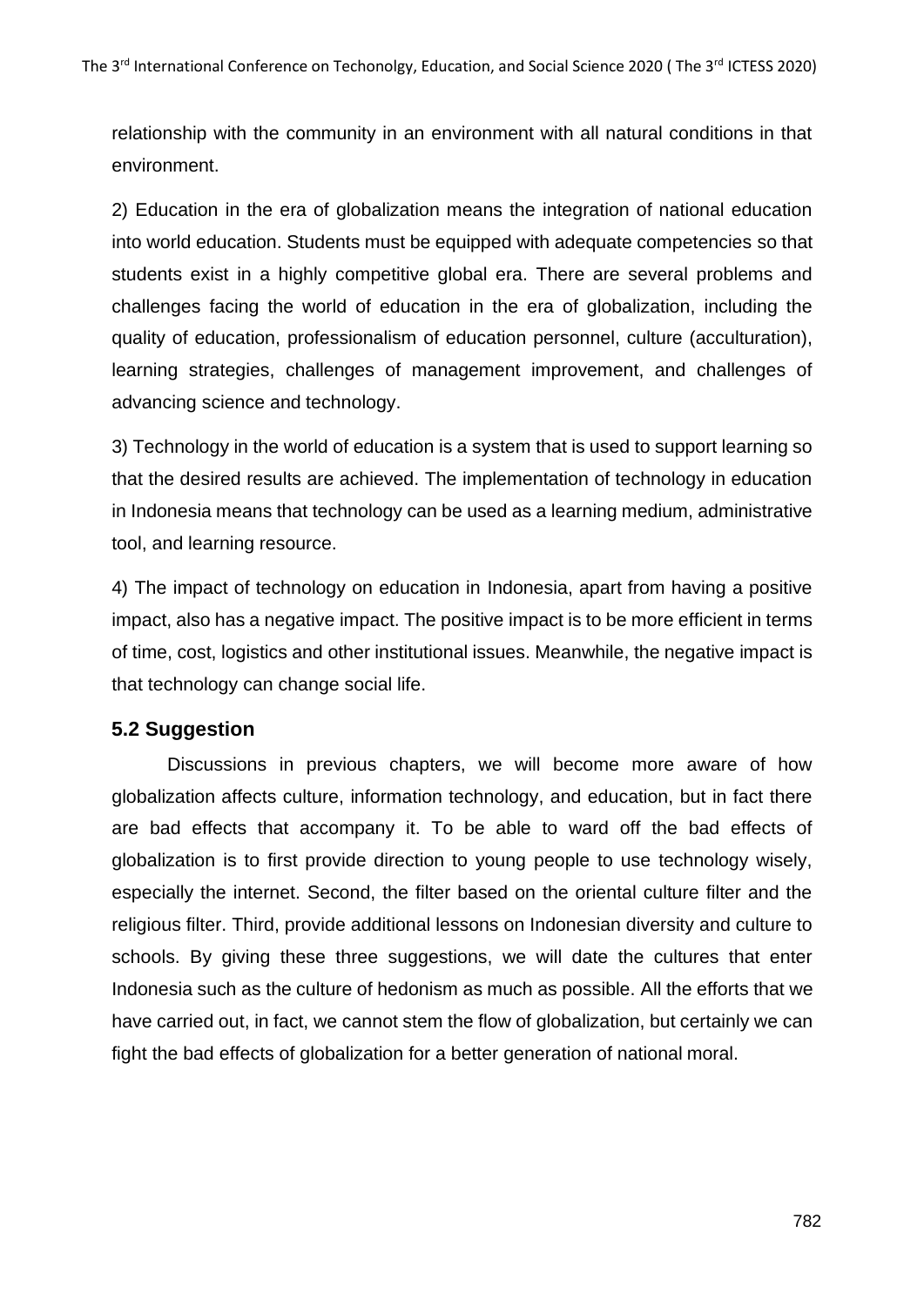relationship with the community in an environment with all natural conditions in that environment.

2) Education in the era of globalization means the integration of national education into world education. Students must be equipped with adequate competencies so that students exist in a highly competitive global era. There are several problems and challenges facing the world of education in the era of globalization, including the quality of education, professionalism of education personnel, culture (acculturation), learning strategies, challenges of management improvement, and challenges of advancing science and technology.

3) Technology in the world of education is a system that is used to support learning so that the desired results are achieved. The implementation of technology in education in Indonesia means that technology can be used as a learning medium, administrative tool, and learning resource.

4) The impact of technology on education in Indonesia, apart from having a positive impact, also has a negative impact. The positive impact is to be more efficient in terms of time, cost, logistics and other institutional issues. Meanwhile, the negative impact is that technology can change social life.

### 5.2 Suggestion

Discussions in previous chapters, we will become more aware of how globalization affects culture, information technology, and education, but in fact there are bad effects that accompany it. To be able to ward off the bad effects of globalization is to first provide direction to young people to use technology wisely, especially the internet. Second, the filter based on the oriental culture filter and the religious filter. Third, provide additional lessons on Indonesian diversity and culture to schools. By giving these three suggestions, we will date the cultures that enter Indonesia such as the culture of hedonism as much as possible. All the efforts that we have carried out, in fact, we cannot stem the flow of globalization, but certainly we can fight the bad effects of globalization for a better generation of national moral.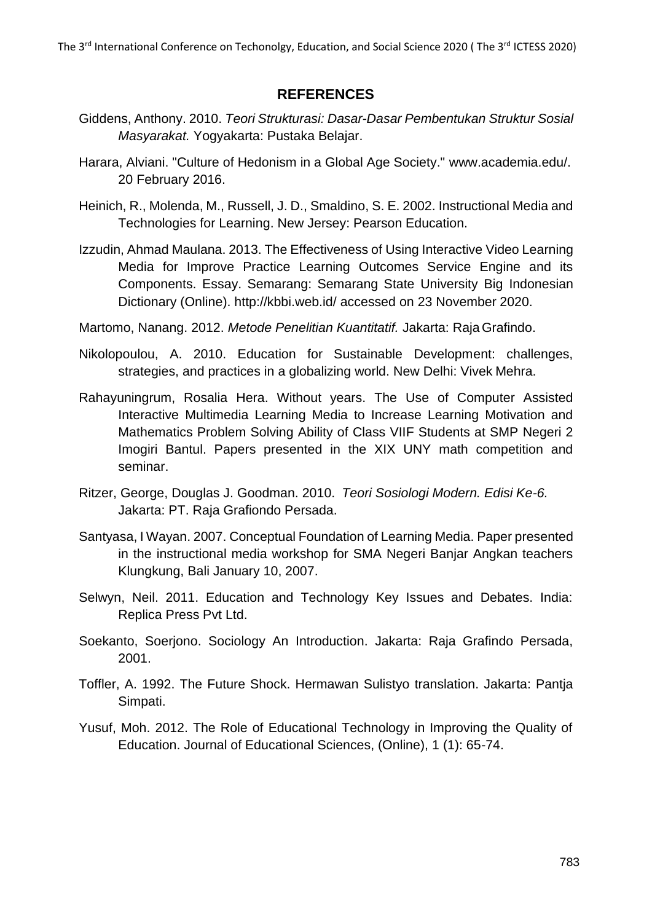## REFERENCES

Giddens, Anthony. 2010. *Teori Strukturasi: Dasar-Dasar Pembentukan Struktur Sosial Masyarakat.* Yogyakarta: Pustaka Belajar.

Harara, Alviani. "Culture of Hedonism in a Global Age Society." www.academia.edu/. 20 February 2016.

Heinich, R., Molenda, M., Russell, J. D., Smaldino, S. E. 2002. Instructional Media and Technologies for Learning. New Jersey: Pearson Education.

Izzudin, Ahmad Maulana. 2013. The Effectiveness of Using Interactive Video Learning Media for Improve Practice Learning Outcomes Service Engine and its Components. Essay. Semarang: Semarang State University Big Indonesian Dictionary (Online). http://kbbi.web.id/ accessed on 23 November 2020.

Martomo, Nanang. 2012. *Metode Penelitian Kuantitatif.* Jakarta: Raja Grafindo.

Nikolopoulou, A. 2010. Education for Sustainable Development: challenges, strategies, and practices in a globalizing world. New Delhi: Vivek Mehra.

Rahayuningrum, Rosalia Hera. Without years. The Use of Computer Assisted Interactive Multimedia Learning Media to Increase Learning Motivation and Mathematics Problem Solving Ability of Class VIIF Students at SMP Negeri 2 Imogiri Bantul. Papers presented in the XIX UNY math competition and seminar.

Ritzer, George, Douglas J. Goodman. 2010. *Teori Sosiologi Modern. Edisi Ke-6.* Jakarta: PT. Raja Grafiondo Persada.

Santyasa, I Wayan. 2007. Conceptual Foundation of Learning Media. Paper presented in the instructional media workshop for SMA Negeri Banjar Angkan teachers Klungkung, Bali January 10, 2007.

Selwyn, Neil. 2011. Education and Technology Key Issues and Debates. India: Replica Press Pvt Ltd.

Soekanto, Soerjono. Sociology An Introduction. Jakarta: Raja Grafindo Persada, 2001.

Toffler, A. 1992. The Future Shock. Hermawan Sulistyo translation. Jakarta: Pantja Simpati.

Yusuf, Moh. 2012. The Role of Educational Technology in Improving the Quality of Education. Journal of Educational Sciences, (Online), 1 (1): 65-74.